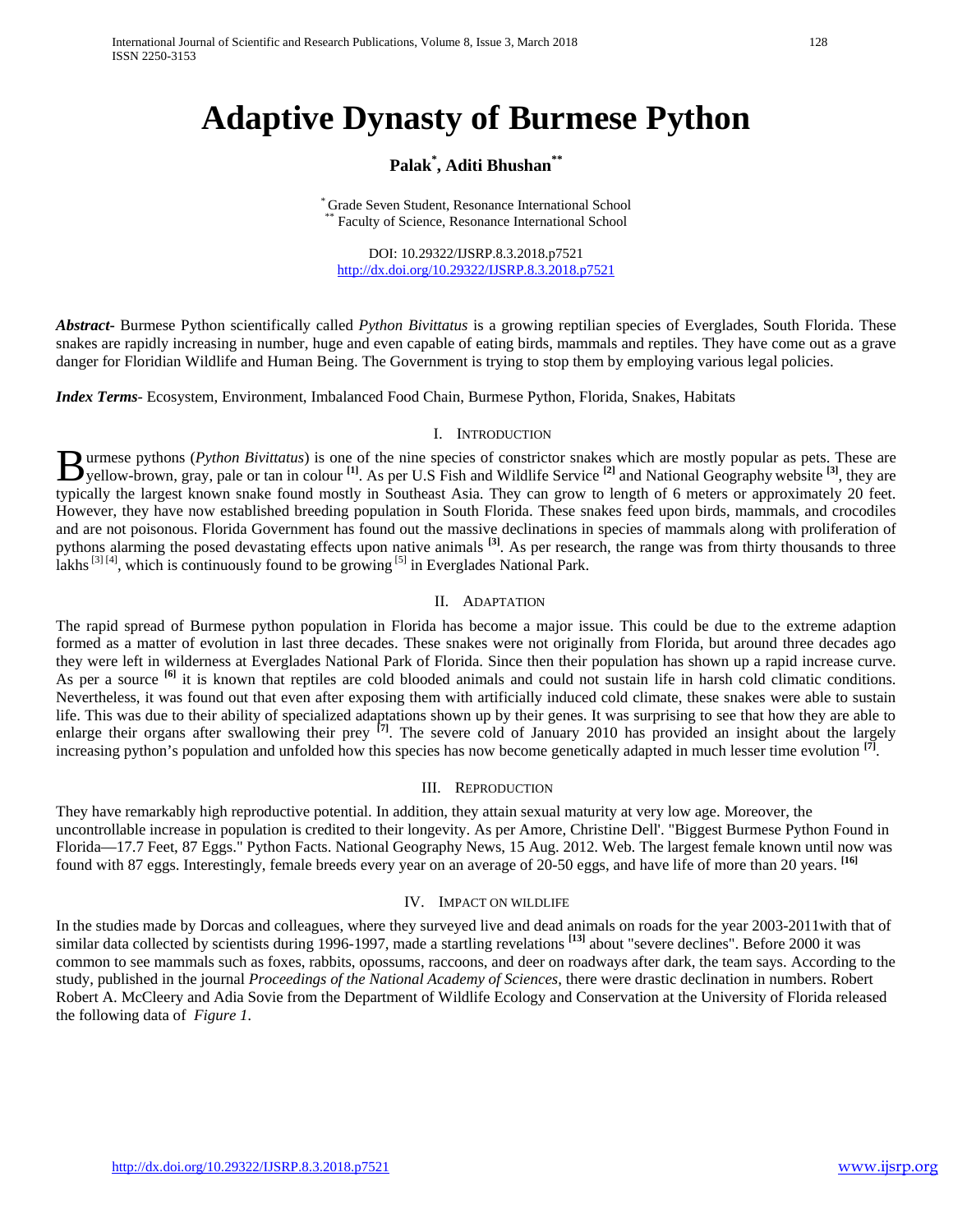# Adaptive Dynasty of Burmese Python

**Palak[*], Aditi Bhushan[**]**

[*] Grade Seven Student, Resonance International School
[**] Faculty of Science, Resonance International School

DOI: 10.29322/IJSRP.8.3.2018.p7521
http://dx.doi.org/10.29322/IJSRP.8.3.2018.p7521

***Abstract***- Burmese Python scientifically called *Python Bivittatus* is a growing reptilian species of Everglades, South Florida. These snakes are rapidly increasing in number, huge and even capable of eating birds, mammals and reptiles. They have come out as a grave danger for Floridian Wildlife and Human Being. The Government is trying to stop them by employing various legal policies.

***Index Terms***- Ecosystem, Environment, Imbalanced Food Chain, Burmese Python, Florida, Snakes, Habitats

## I. Introduction

Burmese pythons (*Python Bivittatus*) is one of the nine species of constrictor snakes which are mostly popular as pets. These are yellow-brown, gray, pale or tan in colour [1]. As per U.S Fish and Wildlife Service [2] and National Geography website [3], they are typically the largest known snake found mostly in Southeast Asia. They can grow to length of 6 meters or approximately 20 feet. However, they have now established breeding population in South Florida. These snakes feed upon birds, mammals, and crocodiles and are not poisonous. Florida Government has found out the massive declinations in species of mammals along with proliferation of pythons alarming the posed devastating effects upon native animals [3]. As per research, the range was from thirty thousands to three lakhs [3] [4], which is continuously found to be growing [5] in Everglades National Park.

## II. Adaptation

The rapid spread of Burmese python population in Florida has become a major issue. This could be due to the extreme adaption formed as a matter of evolution in last three decades. These snakes were not originally from Florida, but around three decades ago they were left in wilderness at Everglades National Park of Florida. Since then their population has shown up a rapid increase curve. As per a source [6] it is known that reptiles are cold blooded animals and could not sustain life in harsh cold climatic conditions. Nevertheless, it was found out that even after exposing them with artificially induced cold climate, these snakes were able to sustain life. This was due to their ability of specialized adaptations shown up by their genes. It was surprising to see that how they are able to enlarge their organs after swallowing their prey [7]. The severe cold of January 2010 has provided an insight about the largely increasing python's population and unfolded how this species has now become genetically adapted in much lesser time evolution [7].

## III. Reproduction

They have remarkably high reproductive potential. In addition, they attain sexual maturity at very low age. Moreover, the uncontrollable increase in population is credited to their longevity. As per Amore, Christine Dell'. "Biggest Burmese Python Found in Florida—17.7 Feet, 87 Eggs." Python Facts. National Geography News, 15 Aug. 2012. Web. The largest female known until now was found with 87 eggs. Interestingly, female breeds every year on an average of 20-50 eggs, and have life of more than 20 years. [16]

## IV. Impact on Wildlife

In the studies made by Dorcas and colleagues, where they surveyed live and dead animals on roads for the year 2003-2011with that of similar data collected by scientists during 1996-1997, made a startling revelations [13] about "severe declines". Before 2000 it was common to see mammals such as foxes, rabbits, opossums, raccoons, and deer on roadways after dark, the team says. According to the study, published in the journal *Proceedings of the National Academy of Sciences*, there were drastic declination in numbers. Robert Robert A. McCleery and Adia Sovie from the Department of Wildlife Ecology and Conservation at the University of Florida released the following data of *Figure 1*.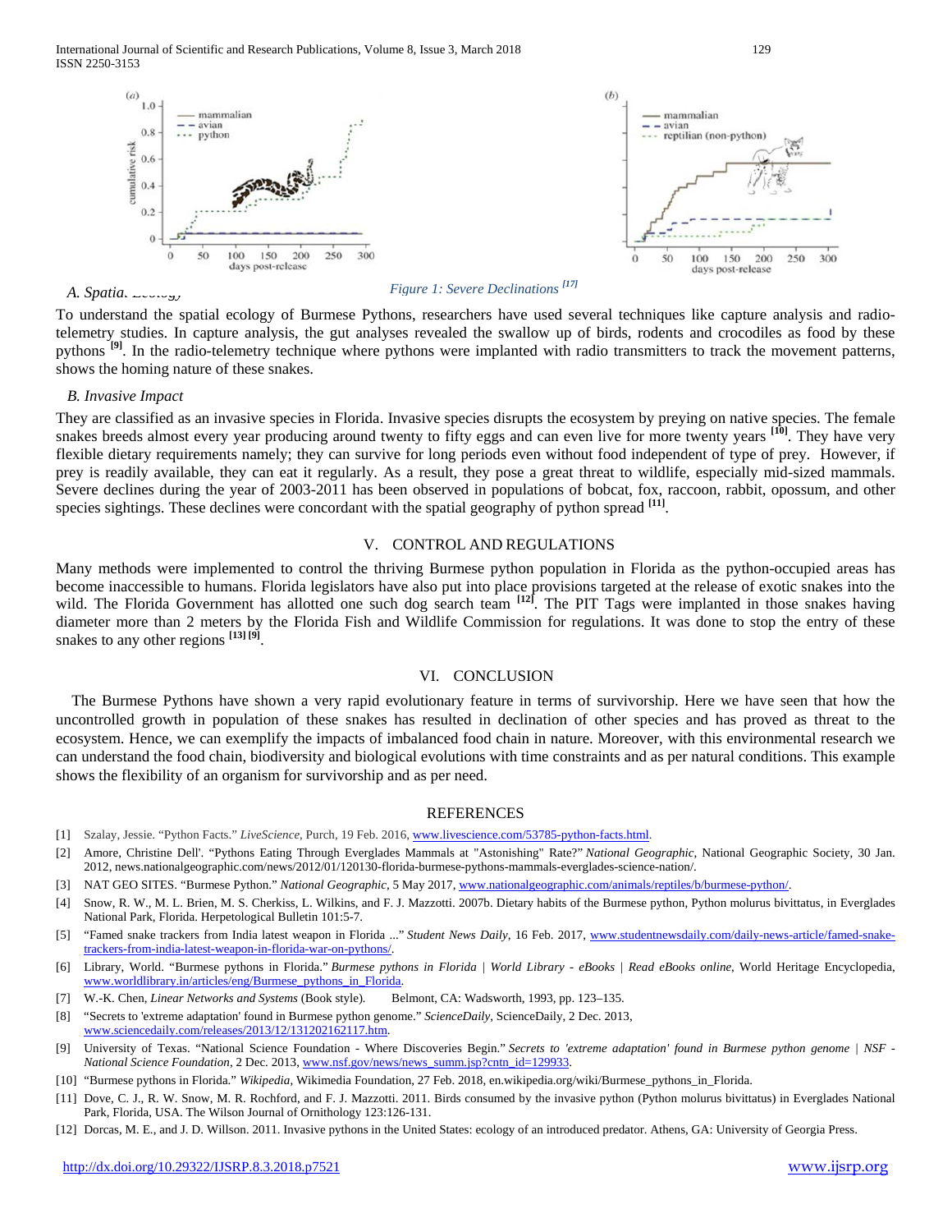Figure 1: Severe Declinations [17]

### A. Spatial Ecology

To understand the spatial ecology of Burmese Pythons, researchers have used several techniques like capture analysis and radio-telemetry studies. In capture analysis, the gut analyses revealed the swallow up of birds, rodents and crocodiles as food by these pythons [9]. In the radio-telemetry technique where pythons were implanted with radio transmitters to track the movement patterns, shows the homing nature of these snakes.

### B. Invasive Impact

They are classified as an invasive species in Florida. Invasive species disrupts the ecosystem by preying on native species. The female snakes breeds almost every year producing around twenty to fifty eggs and can even live for more twenty years [10]. They have very flexible dietary requirements namely; they can survive for long periods even without food independent of type of prey. However, if prey is readily available, they can eat it regularly. As a result, they pose a great threat to wildlife, especially mid-sized mammals. Severe declines during the year of 2003-2011 has been observed in populations of bobcat, fox, raccoon, rabbit, opossum, and other species sightings. These declines were concordant with the spatial geography of python spread [11].

## V. CONTROL AND REGULATIONS

Many methods were implemented to control the thriving Burmese python population in Florida as the python-occupied areas has become inaccessible to humans. Florida legislators have also put into place provisions targeted at the release of exotic snakes into the wild. The Florida Government has allotted one such dog search team [12]. The PIT Tags were implanted in those snakes having diameter more than 2 meters by the Florida Fish and Wildlife Commission for regulations. It was done to stop the entry of these snakes to any other regions [13] [9].

## VI. CONCLUSION

The Burmese Pythons have shown a very rapid evolutionary feature in terms of survivorship. Here we have seen that how the uncontrolled growth in population of these snakes has resulted in declination of other species and has proved as threat to the ecosystem. Hence, we can exemplify the impacts of imbalanced food chain in nature. Moreover, with this environmental research we can understand the food chain, biodiversity and biological evolutions with time constraints and as per natural conditions. This example shows the flexibility of an organism for survivorship and as per need.

## REFERENCES

[1] Szalay, Jessie. "Python Facts." *LiveScience*, Purch, 19 Feb. 2016, www.livescience.com/53785-python-facts.html.

[2] Amore, Christine Dell'. "Pythons Eating Through Everglades Mammals at "Astonishing" Rate?" *National Geographic*, National Geographic Society, 30 Jan. 2012, news.nationalgeographic.com/news/2012/01/120130-florida-burmese-pythons-mammals-everglades-science-nation/.

[3] NAT GEO SITES. "Burmese Python." *National Geographic*, 5 May 2017, www.nationalgeographic.com/animals/reptiles/b/burmese-python/.

[4] Snow, R. W., M. L. Brien, M. S. Cherkiss, L. Wilkins, and F. J. Mazzotti. 2007b. Dietary habits of the Burmese python, Python molurus bivittatus, in Everglades National Park, Florida. Herpetological Bulletin 101:5-7.

[5] "Famed snake trackers from India latest weapon in Florida ..." *Student News Daily*, 16 Feb. 2017, www.studentnewsdaily.com/daily-news-article/famed-snake-trackers-from-india-latest-weapon-in-florida-war-on-pythons/.

[6] Library, World. "Burmese pythons in Florida." *Burmese pythons in Florida | World Library - eBooks | Read eBooks online*, World Heritage Encyclopedia, www.worldlibrary.in/articles/eng/Burmese_pythons_in_Florida.

[7] W.-K. Chen, *Linear Networks and Systems* (Book style). Belmont, CA: Wadsworth, 1993, pp. 123–135.

[8] "Secrets to 'extreme adaptation' found in Burmese python genome." *ScienceDaily*, ScienceDaily, 2 Dec. 2013, www.sciencedaily.com/releases/2013/12/131202162117.htm.

[9] University of Texas. "National Science Foundation - Where Discoveries Begin." *Secrets to 'extreme adaptation' found in Burmese python genome | NSF - National Science Foundation*, 2 Dec. 2013, www.nsf.gov/news/news_summ.jsp?cntn_id=129933.

[10] "Burmese pythons in Florida." *Wikipedia*, Wikimedia Foundation, 27 Feb. 2018, en.wikipedia.org/wiki/Burmese_pythons_in_Florida.

[11] Dove, C. J., R. W. Snow, M. R. Rochford, and F. J. Mazzotti. 2011. Birds consumed by the invasive python (Python molurus bivittatus) in Everglades National Park, Florida, USA. The Wilson Journal of Ornithology 123:126-131.

[12] Dorcas, M. E., and J. D. Willson. 2011. Invasive pythons in the United States: ecology of an introduced predator. Athens, GA: University of Georgia Press.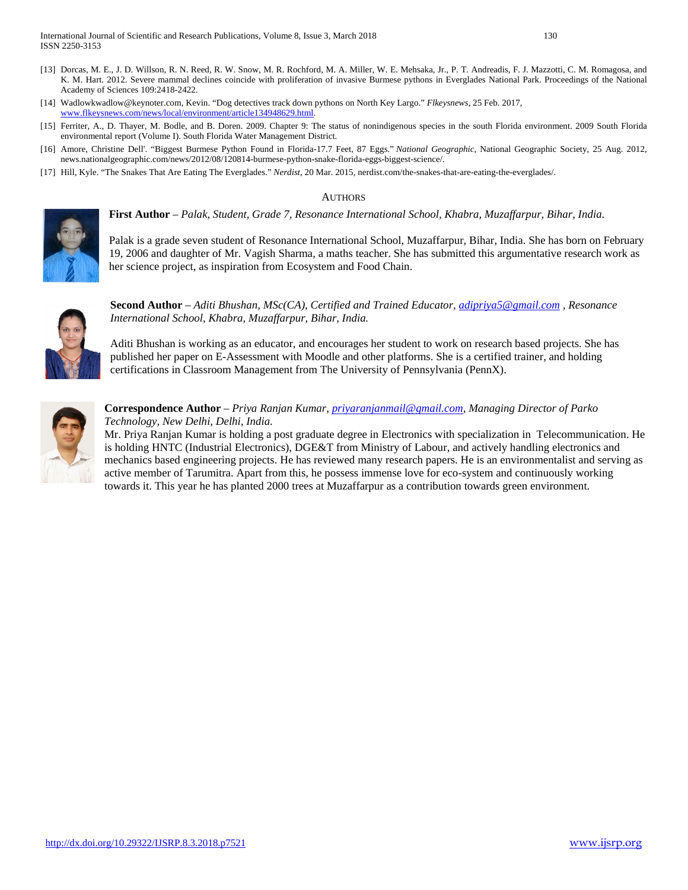[13] Dorcas, M. E., J. D. Willson, R. N. Reed, R. W. Snow, M. R. Rochford, M. A. Miller, W. E. Mehsaka, Jr., P. T. Andreadis, F. J. Mazzotti, C. M. Romagosa, and K. M. Hart. 2012. Severe mammal declines coincide with proliferation of invasive Burmese pythons in Everglades National Park. Proceedings of the National Academy of Sciences 109:2418-2422.

[14] Wadlowkwadlow@keynoter.com, Kevin. "Dog detectives track down pythons on North Key Largo." *Flkeysnews*, 25 Feb. 2017, www.flkeysnews.com/news/local/environment/article134948629.html.

[15] Ferriter, A., D. Thayer, M. Bodle, and B. Doren. 2009. Chapter 9: The status of nonindigenous species in the south Florida environment. 2009 South Florida environmental report (Volume I). South Florida Water Management District.

[16] Amore, Christine Dell'. "Biggest Burmese Python Found in Florida-17.7 Feet, 87 Eggs." *National Geographic*, National Geographic Society, 25 Aug. 2012, news.nationalgeographic.com/news/2012/08/120814-burmese-python-snake-florida-eggs-biggest-science/.

[17] Hill, Kyle. "The Snakes That Are Eating The Everglades." *Nerdist*, 20 Mar. 2015, nerdist.com/the-snakes-that-are-eating-the-everglades/.

## AUTHORS

**First Author** – *Palak, Student, Grade 7, Resonance International School, Khabra, Muzaffarpur, Bihar, India.*

Palak is a grade seven student of Resonance International School, Muzaffarpur, Bihar, India. She has born on February 19, 2006 and daughter of Mr. Vagish Sharma, a maths teacher. She has submitted this argumentative research work as her science project, as inspiration from Ecosystem and Food Chain.

**Second Author** – *Aditi Bhushan, MSc(CA), Certified and Trained Educator, adipriya5@gmail.com , Resonance International School, Khabra, Muzaffarpur, Bihar, India.*

Aditi Bhushan is working as an educator, and encourages her student to work on research based projects. She has published her paper on E-Assessment with Moodle and other platforms. She is a certified trainer, and holding certifications in Classroom Management from The University of Pennsylvania (PennX).

**Correspondence Author** – *Priya Ranjan Kumar, priyaranjanmail@gmail.com, Managing Director of Parko Technology, New Delhi, Delhi, India.*

Mr. Priya Ranjan Kumar is holding a post graduate degree in Electronics with specialization in Telecommunication. He is holding HNTC (Industrial Electronics), DGE&T from Ministry of Labour, and actively handling electronics and mechanics based engineering projects. He has reviewed many research papers. He is an environmentalist and serving as active member of Tarumitra. Apart from this, he possess immense love for eco-system and continuously working towards it. This year he has planted 2000 trees at Muzaffarpur as a contribution towards green environment.